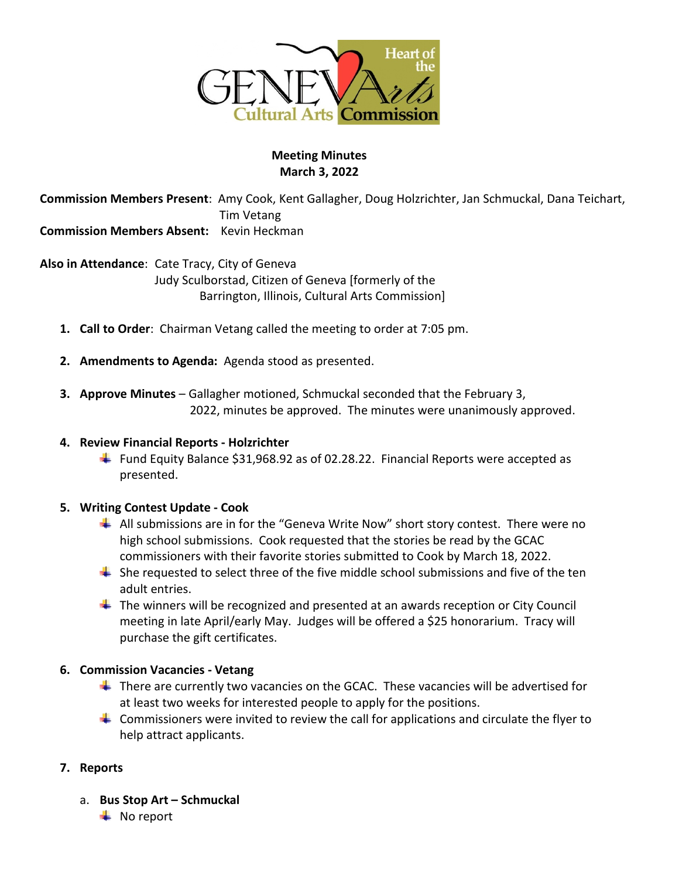**Meeting Minutes**
**March 3, 2022**

**Commission Members Present**: Amy Cook, Kent Gallagher, Doug Holzrichter, Jan Schmuckal, Dana Teichart, Tim Vetang
**Commission Members Absent:** Kevin Heckman

**Also in Attendance**: Cate Tracy, City of Geneva
Judy Sculborstad, Citizen of Geneva [formerly of the Barrington, Illinois, Cultural Arts Commission]

1. **Call to Order**: Chairman Vetang called the meeting to order at 7:05 pm.

2. **Amendments to Agenda:** Agenda stood as presented.

3. **Approve Minutes** – Gallagher motioned, Schmuckal seconded that the February 3, 2022, minutes be approved. The minutes were unanimously approved.

4. **Review Financial Reports - Holzrichter**
   - Fund Equity Balance $31,968.92 as of 02.28.22. Financial Reports were accepted as presented.

5. **Writing Contest Update - Cook**
   - All submissions are in for the "Geneva Write Now" short story contest. There were no high school submissions. Cook requested that the stories be read by the GCAC commissioners with their favorite stories submitted to Cook by March 18, 2022.
   - She requested to select three of the five middle school submissions and five of the ten adult entries.
   - The winners will be recognized and presented at an awards reception or City Council meeting in late April/early May. Judges will be offered a $25 honorarium. Tracy will purchase the gift certificates.

6. **Commission Vacancies - Vetang**
   - There are currently two vacancies on the GCAC. These vacancies will be advertised for at least two weeks for interested people to apply for the positions.
   - Commissioners were invited to review the call for applications and circulate the flyer to help attract applicants.

7. **Reports**

   a. **Bus Stop Art – Schmuckal**
   - No report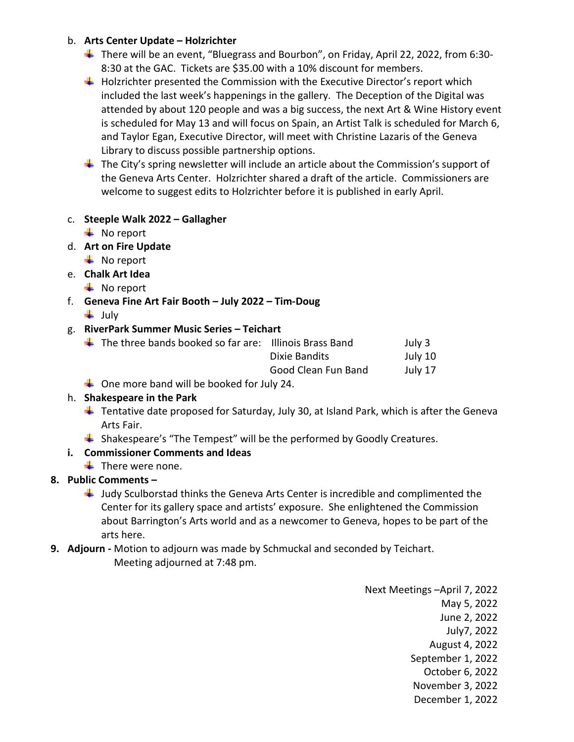b. **Arts Center Update – Holzrichter**
   - There will be an event, "Bluegrass and Bourbon", on Friday, April 22, 2022, from 6:30-8:30 at the GAC. Tickets are $35.00 with a 10% discount for members.
   - Holzrichter presented the Commission with the Executive Director's report which included the last week's happenings in the gallery. The Deception of the Digital was attended by about 120 people and was a big success, the next Art & Wine History event is scheduled for May 13 and will focus on Spain, an Artist Talk is scheduled for March 6, and Taylor Egan, Executive Director, will meet with Christine Lazaris of the Geneva Library to discuss possible partnership options.
   - The City's spring newsletter will include an article about the Commission's support of the Geneva Arts Center. Holzrichter shared a draft of the article. Commissioners are welcome to suggest edits to Holzrichter before it is published in early April.

c. **Steeple Walk 2022 – Gallagher**
   - No report

d. **Art on Fire Update**
   - No report

e. **Chalk Art Idea**
   - No report

f. **Geneva Fine Art Fair Booth – July 2022 – Tim-Doug**
   - July

g. **RiverPark Summer Music Series – Teichart**
   - The three bands booked so far are:

| | |
|---|---|
| Illinois Brass Band | July 3 |
| Dixie Bandits | July 10 |
| Good Clean Fun Band | July 17 |

   - One more band will be booked for July 24.

h. **Shakespeare in the Park**
   - Tentative date proposed for Saturday, July 30, at Island Park, which is after the Geneva Arts Fair.
   - Shakespeare's "The Tempest" will be the performed by Goodly Creatures.

**i. Commissioner Comments and Ideas**
   - There were none.

**8. Public Comments –**
   - Judy Sculborstad thinks the Geneva Arts Center is incredible and complimented the Center for its gallery space and artists' exposure. She enlightened the Commission about Barrington's Arts world and as a newcomer to Geneva, hopes to be part of the arts here.

**9. Adjourn -** Motion to adjourn was made by Schmuckal and seconded by Teichart.
Meeting adjourned at 7:48 pm.

Next Meetings –April 7, 2022
May 5, 2022
June 2, 2022
July7, 2022
August 4, 2022
September 1, 2022
October 6, 2022
November 3, 2022
December 1, 2022